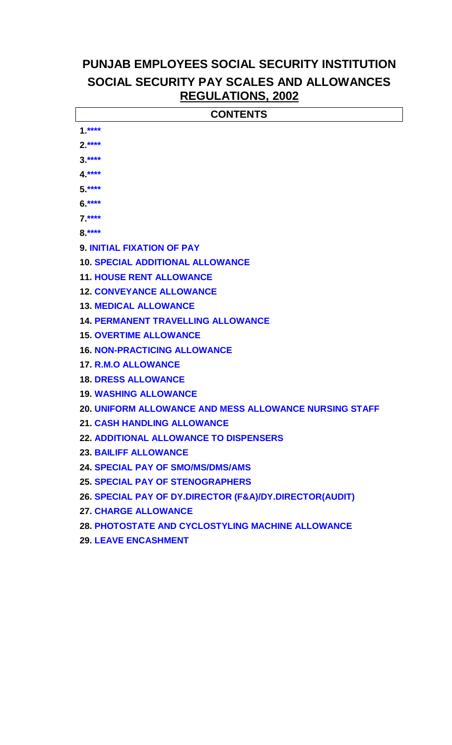# PUNJAB EMPLOYEES SOCIAL SECURITY INSTITUTION

# SOCIAL SECURITY PAY SCALES AND ALLOWANCES REGULATIONS, 2002

## CONTENTS

**1.** ****

**2.** ****

**3.** ****

**4.** ****

**5.** ****

**6.** ****

**7.** ****

**8.** ****

**9.** **INITIAL FIXATION OF PAY**

**10.** **SPECIAL ADDITIONAL ALLOWANCE**

**11.** **HOUSE RENT ALLOWANCE**

**12.** **CONVEYANCE ALLOWANCE**

**13.** **MEDICAL ALLOWANCE**

**14.** **PERMANENT TRAVELLING ALLOWANCE**

**15.** **OVERTIME ALLOWANCE**

**16.** **NON-PRACTICING ALLOWANCE**

**17.** **R.M.O ALLOWANCE**

**18.** **DRESS ALLOWANCE**

**19.** **WASHING ALLOWANCE**

**20.** **UNIFORM ALLOWANCE AND MESS ALLOWANCE NURSING STAFF**

**21.** **CASH HANDLING ALLOWANCE**

**22.** **ADDITIONAL ALLOWANCE TO DISPENSERS**

**23.** **BAILIFF ALLOWANCE**

**24.** **SPECIAL PAY OF SMO/MS/DMS/AMS**

**25.** **SPECIAL PAY OF STENOGRAPHERS**

**26.** **SPECIAL PAY OF DY.DIRECTOR (F&A)/DY.DIRECTOR(AUDIT)**

**27.** **CHARGE ALLOWANCE**

**28.** **PHOTOSTATE AND CYCLOSTYLING MACHINE ALLOWANCE**

**29.** **LEAVE ENCASHMENT**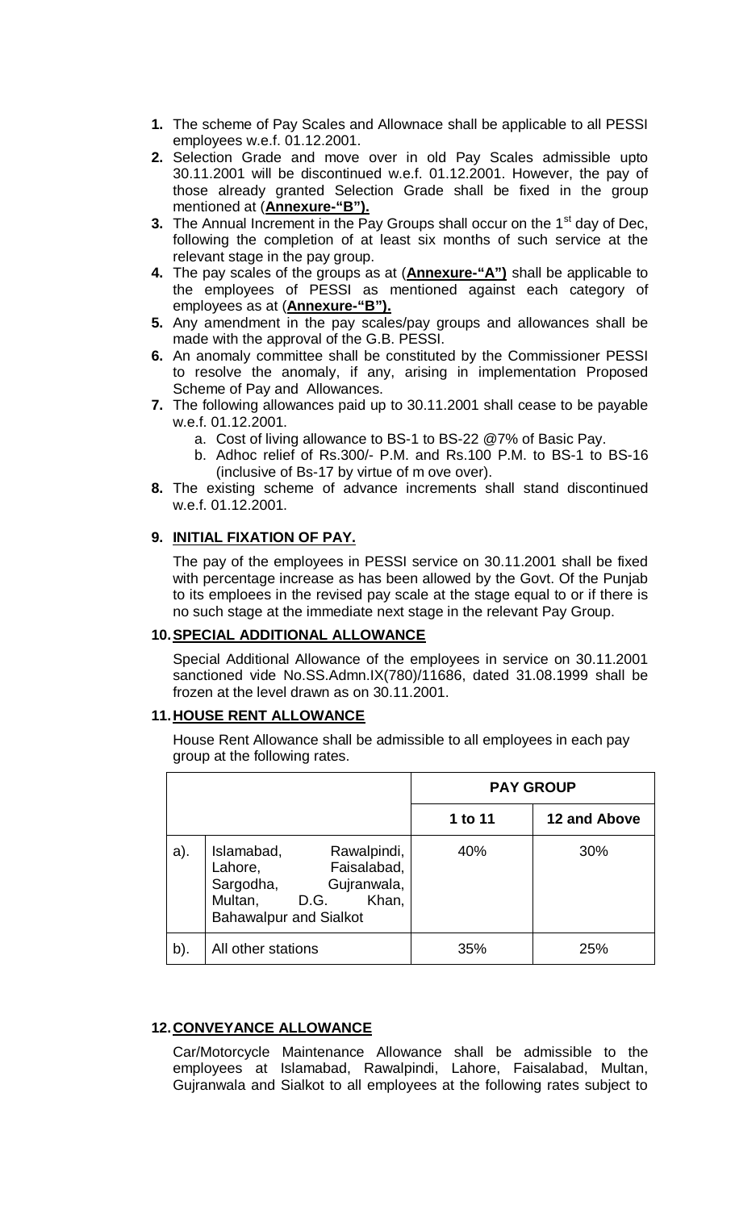1. The scheme of Pay Scales and Allownace shall be applicable to all PESSI employees w.e.f. 01.12.2001.
2. Selection Grade and move over in old Pay Scales admissible upto 30.11.2001 will be discontinued w.e.f. 01.12.2001. However, the pay of those already granted Selection Grade shall be fixed in the group mentioned at (**Annexure-"B").**
3. The Annual Increment in the Pay Groups shall occur on the 1st day of Dec, following the completion of at least six months of such service at the relevant stage in the pay group.
4. The pay scales of the groups as at (**Annexure-"A")** shall be applicable to the employees of PESSI as mentioned against each category of employees as at (**Annexure-"B").**
5. Any amendment in the pay scales/pay groups and allowances shall be made with the approval of the G.B. PESSI.
6. An anomaly committee shall be constituted by the Commissioner PESSI to resolve the anomaly, if any, arising in implementation Proposed Scheme of Pay and Allowances.
7. The following allowances paid up to 30.11.2001 shall cease to be payable w.e.f. 01.12.2001.
   a. Cost of living allowance to BS-1 to BS-22 @7% of Basic Pay.
   b. Adhoc relief of Rs.300/- P.M. and Rs.100 P.M. to BS-1 to BS-16 (inclusive of Bs-17 by virtue of m ove over).
8. The existing scheme of advance increments shall stand discontinued w.e.f. 01.12.2001.

## 9. INITIAL FIXATION OF PAY.

The pay of the employees in PESSI service on 30.11.2001 shall be fixed with percentage increase as has been allowed by the Govt. Of the Punjab to its emploees in the revised pay scale at the stage equal to or if there is no such stage at the immediate next stage in the relevant Pay Group.

## 10. SPECIAL ADDITIONAL ALLOWANCE

Special Additional Allowance of the employees in service on 30.11.2001 sanctioned vide No.SS.Admn.IX(780)/11686, dated 31.08.1999 shall be frozen at the level drawn as on 30.11.2001.

## 11. HOUSE RENT ALLOWANCE

House Rent Allowance shall be admissible to all employees in each pay group at the following rates.

| | | **PAY GROUP** | |
|---|---|---|---|
| | | **1 to 11** | **12 and Above** |
| a). | Islamabad, Rawalpindi, Lahore, Faisalabad, Sargodha, Gujranwala, Multan, D.G. Khan, Bahawalpur and Sialkot | 40% | 30% |
| b). | All other stations | 35% | 25% |

## 12. CONVEYANCE ALLOWANCE

Car/Motorcycle Maintenance Allowance shall be admissible to the employees at Islamabad, Rawalpindi, Lahore, Faisalabad, Multan, Gujranwala and Sialkot to all employees at the following rates subject to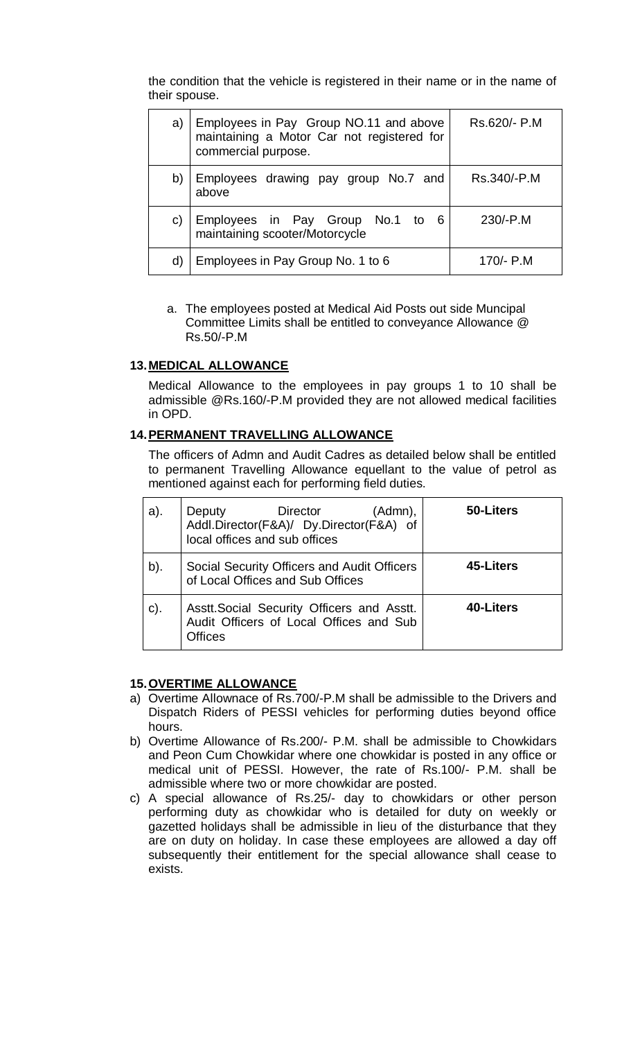the condition that the vehicle is registered in their name or in the name of their spouse.

| | | |
|---|---|---|
| a) | Employees in Pay Group NO.11 and above maintaining a Motor Car not registered for commercial purpose. | Rs.620/- P.M |
| b) | Employees drawing pay group No.7 and above | Rs.340/-P.M |
| c) | Employees in Pay Group No.1 to 6 maintaining scooter/Motorcycle | 230/-P.M |
| d) | Employees in Pay Group No. 1 to 6 | 170/- P.M |

a. The employees posted at Medical Aid Posts out side Muncipal Committee Limits shall be entitled to conveyance Allowance @ Rs.50/-P.M

**13. MEDICAL ALLOWANCE**

Medical Allowance to the employees in pay groups 1 to 10 shall be admissible @Rs.160/-P.M provided they are not allowed medical facilities in OPD.

**14. PERMANENT TRAVELLING ALLOWANCE**

The officers of Admn and Audit Cadres as detailed below shall be entitled to permanent Travelling Allowance equellant to the value of petrol as mentioned against each for performing field duties.

| | | |
|---|---|---|
| a). | Deputy Director (Admn), Addl.Director(F&A)/ Dy.Director(F&A) of local offices and sub offices | **50-Liters** |
| b). | Social Security Officers and Audit Officers of Local Offices and Sub Offices | **45-Liters** |
| c). | Asstt.Social Security Officers and Asstt. Audit Officers of Local Offices and Sub Offices | **40-Liters** |

**15. OVERTIME ALLOWANCE**

a) Overtime Allownace of Rs.700/-P.M shall be admissible to the Drivers and Dispatch Riders of PESSI vehicles for performing duties beyond office hours.

b) Overtime Allowance of Rs.200/- P.M. shall be admissible to Chowkidars and Peon Cum Chowkidar where one chowkidar is posted in any office or medical unit of PESSI. However, the rate of Rs.100/- P.M. shall be admissible where two or more chowkidar are posted.

c) A special allowance of Rs.25/- day to chowkidars or other person performing duty as chowkidar who is detailed for duty on weekly or gazetted holidays shall be admissible in lieu of the disturbance that they are on duty on holiday. In case these employees are allowed a day off subsequently their entitlement for the special allowance shall cease to exists.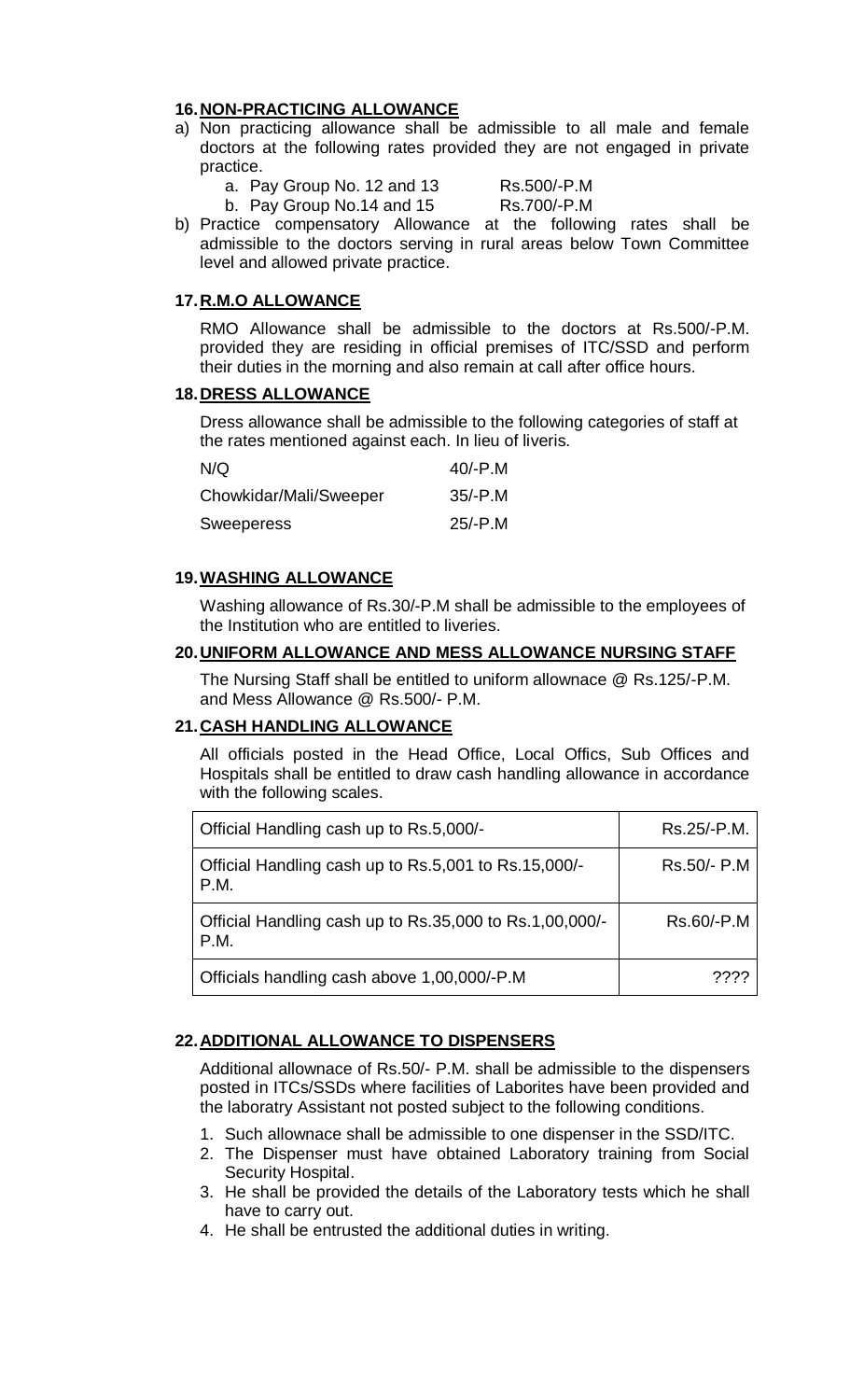## 16. NON-PRACTICING ALLOWANCE

a) Non practicing allowance shall be admissible to all male and female doctors at the following rates provided they are not engaged in private practice.

   a. Pay Group No. 12 and 13 Rs.500/-P.M
   b. Pay Group No.14 and 15 Rs.700/-P.M

b) Practice compensatory Allowance at the following rates shall be admissible to the doctors serving in rural areas below Town Committee level and allowed private practice.

## 17. R.M.O ALLOWANCE

RMO Allowance shall be admissible to the doctors at Rs.500/-P.M. provided they are residing in official premises of ITC/SSD and perform their duties in the morning and also remain at call after office hours.

## 18. DRESS ALLOWANCE

Dress allowance shall be admissible to the following categories of staff at the rates mentioned against each. In lieu of liveris.

| | |
|---|---|
| N/Q | 40/-P.M |
| Chowkidar/Mali/Sweeper | 35/-P.M |
| Sweeperess | 25/-P.M |

## 19. WASHING ALLOWANCE

Washing allowance of Rs.30/-P.M shall be admissible to the employees of the Institution who are entitled to liveries.

## 20. UNIFORM ALLOWANCE AND MESS ALLOWANCE NURSING STAFF

The Nursing Staff shall be entitled to uniform allownace @ Rs.125/-P.M. and Mess Allowance @ Rs.500/- P.M.

## 21. CASH HANDLING ALLOWANCE

All officials posted in the Head Office, Local Offics, Sub Offices and Hospitals shall be entitled to draw cash handling allowance in accordance with the following scales.

| | |
|---|---|
| Official Handling cash up to Rs.5,000/- | Rs.25/-P.M. |
| Official Handling cash up to Rs.5,001 to Rs.15,000/- P.M. | Rs.50/- P.M |
| Official Handling cash up to Rs.35,000 to Rs.1,00,000/- P.M. | Rs.60/-P.M |
| Officials handling cash above 1,00,000/-P.M | ???? |

## 22. ADDITIONAL ALLOWANCE TO DISPENSERS

Additional allownace of Rs.50/- P.M. shall be admissible to the dispensers posted in ITCs/SSDs where facilities of Laborites have been provided and the laboratry Assistant not posted subject to the following conditions.

1. Such allownace shall be admissible to one dispenser in the SSD/ITC.
2. The Dispenser must have obtained Laboratory training from Social Security Hospital.
3. He shall be provided the details of the Laboratory tests which he shall have to carry out.
4. He shall be entrusted the additional duties in writing.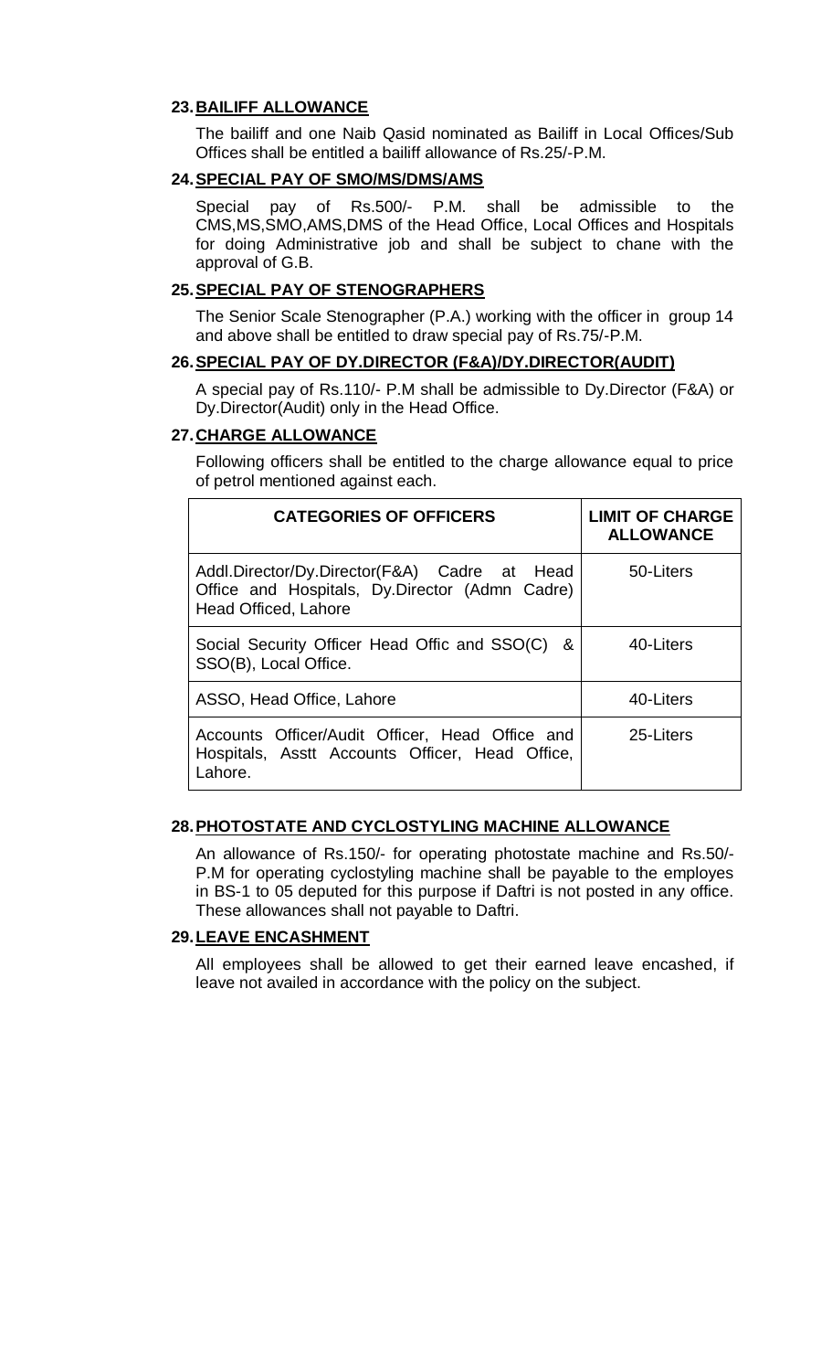### 23. BAILIFF ALLOWANCE

The bailiff and one Naib Qasid nominated as Bailiff in Local Offices/Sub Offices shall be entitled a bailiff allowance of Rs.25/-P.M.

### 24. SPECIAL PAY OF SMO/MS/DMS/AMS

Special pay of Rs.500/- P.M. shall be admissible to the CMS,MS,SMO,AMS,DMS of the Head Office, Local Offices and Hospitals for doing Administrative job and shall be subject to chane with the approval of G.B.

### 25. SPECIAL PAY OF STENOGRAPHERS

The Senior Scale Stenographer (P.A.) working with the officer in group 14 and above shall be entitled to draw special pay of Rs.75/-P.M.

### 26. SPECIAL PAY OF DY.DIRECTOR (F&A)/DY.DIRECTOR(AUDIT)

A special pay of Rs.110/- P.M shall be admissible to Dy.Director (F&A) or Dy.Director(Audit) only in the Head Office.

### 27. CHARGE ALLOWANCE

Following officers shall be entitled to the charge allowance equal to price of petrol mentioned against each.

| CATEGORIES OF OFFICERS | LIMIT OF CHARGE ALLOWANCE |
|---|---|
| Addl.Director/Dy.Director(F&A) Cadre at Head Office and Hospitals, Dy.Director (Admn Cadre) Head Officed, Lahore | 50-Liters |
| Social Security Officer Head Offic and SSO(C) & SSO(B), Local Office. | 40-Liters |
| ASSO, Head Office, Lahore | 40-Liters |
| Accounts Officer/Audit Officer, Head Office and Hospitals, Asstt Accounts Officer, Head Office, Lahore. | 25-Liters |

### 28. PHOTOSTATE AND CYCLOSTYLING MACHINE ALLOWANCE

An allowance of Rs.150/- for operating photostate machine and Rs.50/- P.M for operating cyclostyling machine shall be payable to the employes in BS-1 to 05 deputed for this purpose if Daftri is not posted in any office. These allowances shall not payable to Daftri.

### 29. LEAVE ENCASHMENT

All employees shall be allowed to get their earned leave encashed, if leave not availed in accordance with the policy on the subject.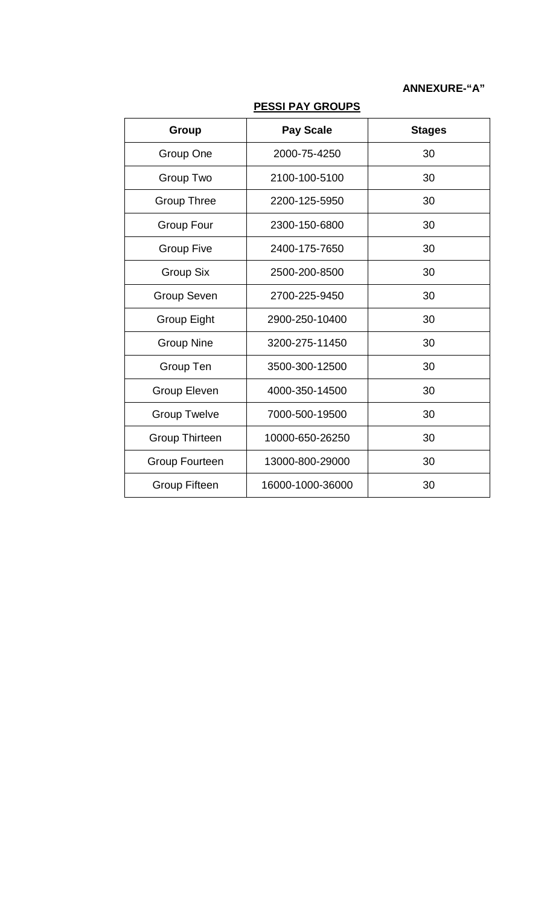**ANNEXURE-"A"**

**PESSI PAY GROUPS**

| Group | Pay Scale | Stages |
|---|---|---|
| Group One | 2000-75-4250 | 30 |
| Group Two | 2100-100-5100 | 30 |
| Group Three | 2200-125-5950 | 30 |
| Group Four | 2300-150-6800 | 30 |
| Group Five | 2400-175-7650 | 30 |
| Group Six | 2500-200-8500 | 30 |
| Group Seven | 2700-225-9450 | 30 |
| Group Eight | 2900-250-10400 | 30 |
| Group Nine | 3200-275-11450 | 30 |
| Group Ten | 3500-300-12500 | 30 |
| Group Eleven | 4000-350-14500 | 30 |
| Group Twelve | 7000-500-19500 | 30 |
| Group Thirteen | 10000-650-26250 | 30 |
| Group Fourteen | 13000-800-29000 | 30 |
| Group Fifteen | 16000-1000-36000 | 30 |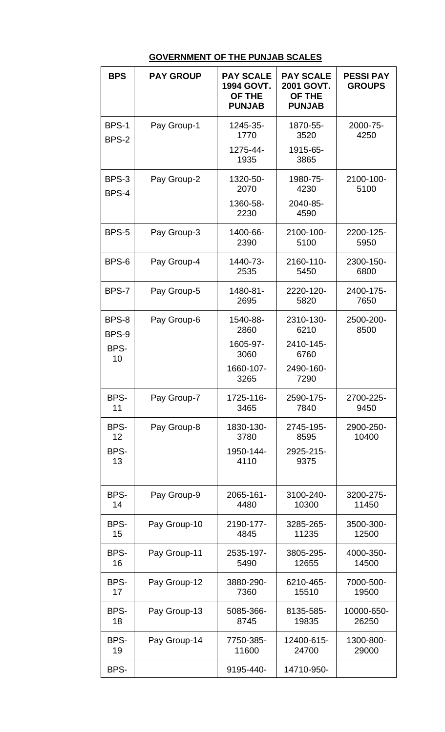**GOVERNMENT OF THE PUNJAB SCALES**

| BPS | PAY GROUP | PAY SCALE 1994 GOVT. OF THE PUNJAB | PAY SCALE 2001 GOVT. OF THE PUNJAB | PESSI PAY GROUPS |
|---|---|---|---|---|
| BPS-1<br>BPS-2 | Pay Group-1 | 1245-35-1770<br>1275-44-1935 | 1870-55-3520<br>1915-65-3865 | 2000-75-4250 |
| BPS-3<br>BPS-4 | Pay Group-2 | 1320-50-2070<br>1360-58-2230 | 1980-75-4230<br>2040-85-4590 | 2100-100-5100 |
| BPS-5 | Pay Group-3 | 1400-66-2390 | 2100-100-5100 | 2200-125-5950 |
| BPS-6 | Pay Group-4 | 1440-73-2535 | 2160-110-5450 | 2300-150-6800 |
| BPS-7 | Pay Group-5 | 1480-81-2695 | 2220-120-5820 | 2400-175-7650 |
| BPS-8<br>BPS-9<br>BPS-10 | Pay Group-6 | 1540-88-2860<br>1605-97-3060<br>1660-107-3265 | 2310-130-6210<br>2410-145-6760<br>2490-160-7290 | 2500-200-8500 |
| BPS-11 | Pay Group-7 | 1725-116-3465 | 2590-175-7840 | 2700-225-9450 |
| BPS-12<br>BPS-13 | Pay Group-8 | 1830-130-3780<br>1950-144-4110 | 2745-195-8595<br>2925-215-9375 | 2900-250-10400 |
| BPS-14 | Pay Group-9 | 2065-161-4480 | 3100-240-10300 | 3200-275-11450 |
| BPS-15 | Pay Group-10 | 2190-177-4845 | 3285-265-11235 | 3500-300-12500 |
| BPS-16 | Pay Group-11 | 2535-197-5490 | 3805-295-12655 | 4000-350-14500 |
| BPS-17 | Pay Group-12 | 3880-290-7360 | 6210-465-15510 | 7000-500-19500 |
| BPS-18 | Pay Group-13 | 5085-366-8745 | 8135-585-19835 | 10000-650-26250 |
| BPS-19 | Pay Group-14 | 7750-385-11600 | 12400-615-24700 | 1300-800-29000 |
| BPS- | | 9195-440- | 14710-950- | |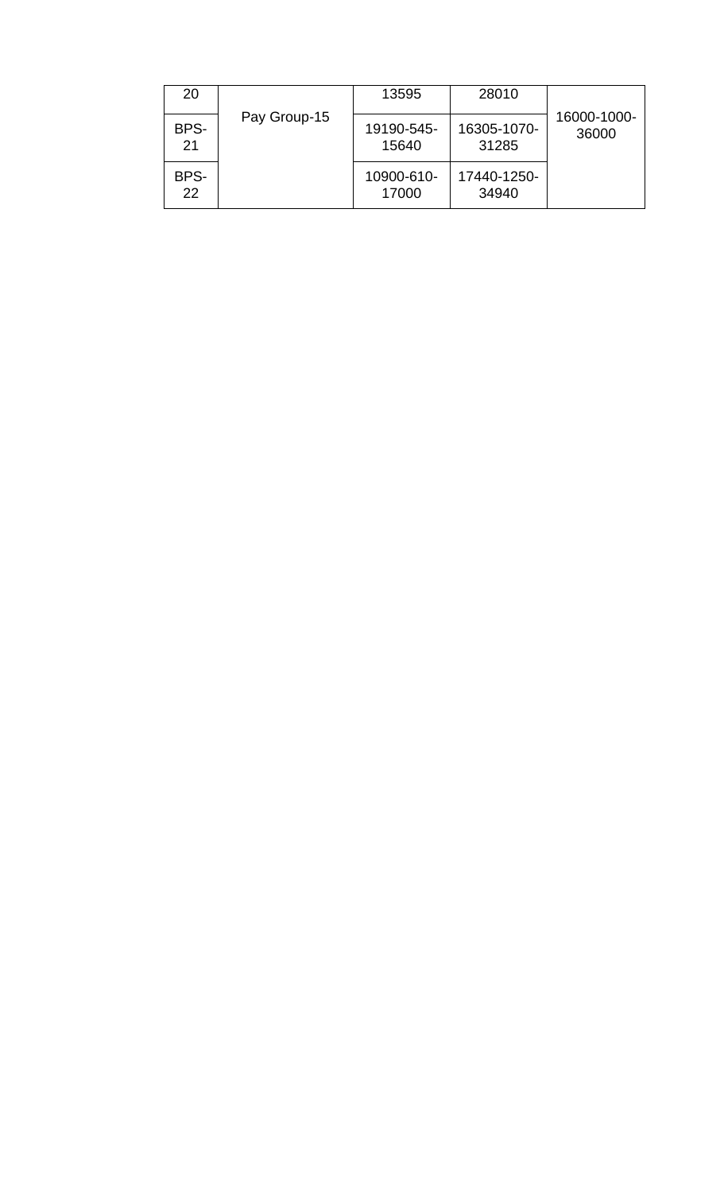| 20 | Pay Group-15 | 13595 | 28010 | 16000-1000-36000 |
|---|---|---|---|---|
| BPS-21 | | 19190-545-15640 | 16305-1070-31285 | |
| BPS-22 | | 10900-610-17000 | 17440-1250-34940 | |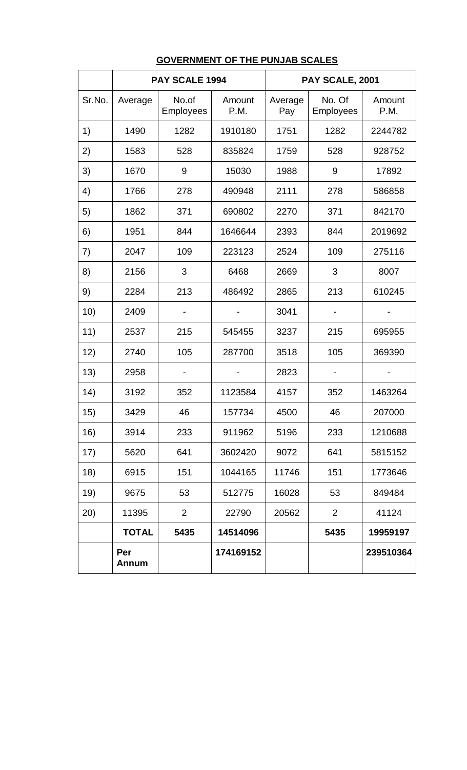**GOVERNMENT OF THE PUNJAB SCALES**

| | PAY SCALE 1994 | | | PAY SCALE, 2001 | | |
|---|---|---|---|---|---|---|
| Sr.No. | Average | No.of Employees | Amount P.M. | Average Pay | No. Of Employees | Amount P.M. |
| 1) | 1490 | 1282 | 1910180 | 1751 | 1282 | 2244782 |
| 2) | 1583 | 528 | 835824 | 1759 | 528 | 928752 |
| 3) | 1670 | 9 | 15030 | 1988 | 9 | 17892 |
| 4) | 1766 | 278 | 490948 | 2111 | 278 | 586858 |
| 5) | 1862 | 371 | 690802 | 2270 | 371 | 842170 |
| 6) | 1951 | 844 | 1646644 | 2393 | 844 | 2019692 |
| 7) | 2047 | 109 | 223123 | 2524 | 109 | 275116 |
| 8) | 2156 | 3 | 6468 | 2669 | 3 | 8007 |
| 9) | 2284 | 213 | 486492 | 2865 | 213 | 610245 |
| 10) | 2409 | - | - | 3041 | - | - |
| 11) | 2537 | 215 | 545455 | 3237 | 215 | 695955 |
| 12) | 2740 | 105 | 287700 | 3518 | 105 | 369390 |
| 13) | 2958 | - | - | 2823 | - | - |
| 14) | 3192 | 352 | 1123584 | 4157 | 352 | 1463264 |
| 15) | 3429 | 46 | 157734 | 4500 | 46 | 207000 |
| 16) | 3914 | 233 | 911962 | 5196 | 233 | 1210688 |
| 17) | 5620 | 641 | 3602420 | 9072 | 641 | 5815152 |
| 18) | 6915 | 151 | 1044165 | 11746 | 151 | 1773646 |
| 19) | 9675 | 53 | 512775 | 16028 | 53 | 849484 |
| 20) | 11395 | 2 | 22790 | 20562 | 2 | 41124 |
| | **TOTAL** | **5435** | **14514096** | | **5435** | **19959197** |
| | **Per Annum** | | **174169152** | | | **239510364** |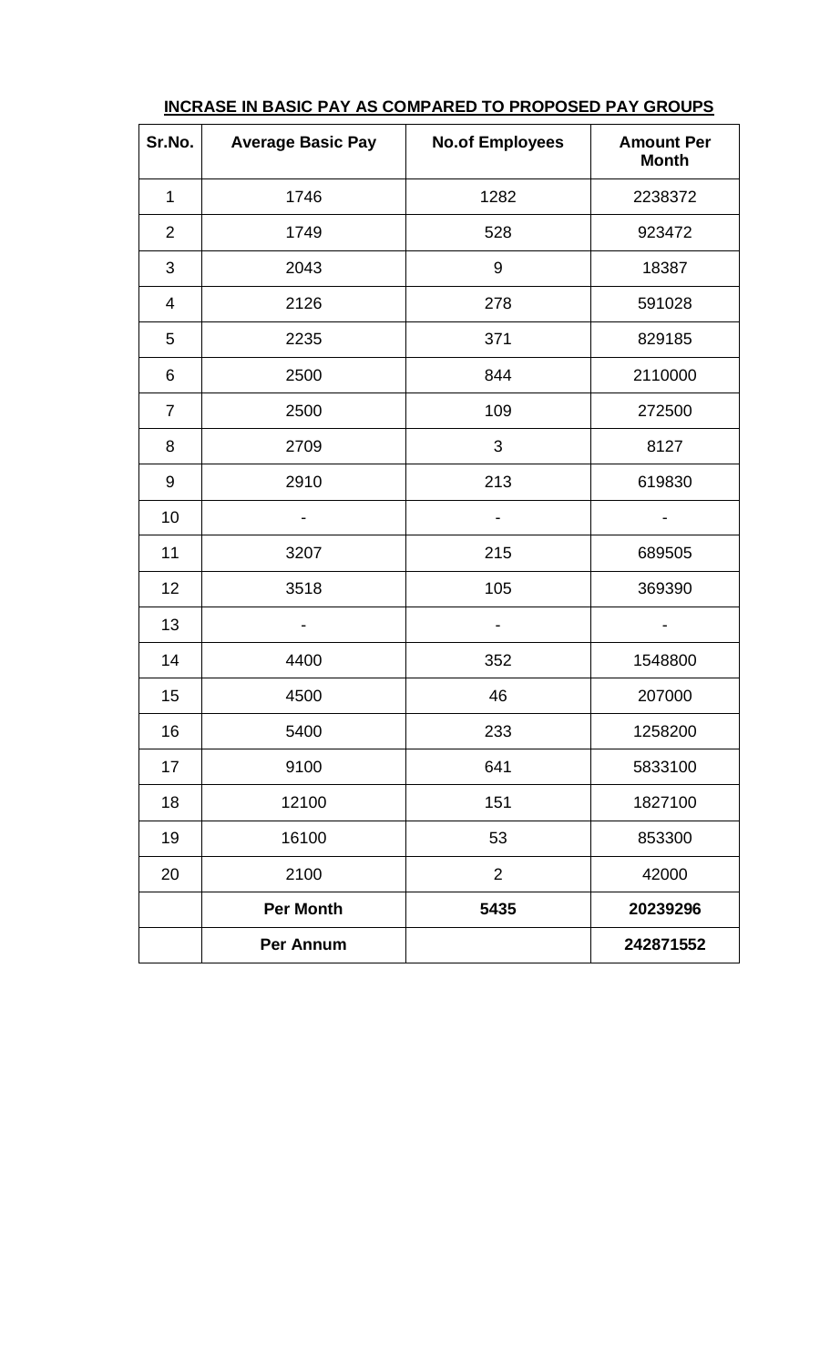**INCRASE IN BASIC PAY AS COMPARED TO PROPOSED PAY GROUPS**

| Sr.No. | Average Basic Pay | No.of Employees | Amount Per Month |
|---|---|---|---|
| 1 | 1746 | 1282 | 2238372 |
| 2 | 1749 | 528 | 923472 |
| 3 | 2043 | 9 | 18387 |
| 4 | 2126 | 278 | 591028 |
| 5 | 2235 | 371 | 829185 |
| 6 | 2500 | 844 | 2110000 |
| 7 | 2500 | 109 | 272500 |
| 8 | 2709 | 3 | 8127 |
| 9 | 2910 | 213 | 619830 |
| 10 | - | - | - |
| 11 | 3207 | 215 | 689505 |
| 12 | 3518 | 105 | 369390 |
| 13 | - | - | - |
| 14 | 4400 | 352 | 1548800 |
| 15 | 4500 | 46 | 207000 |
| 16 | 5400 | 233 | 1258200 |
| 17 | 9100 | 641 | 5833100 |
| 18 | 12100 | 151 | 1827100 |
| 19 | 16100 | 53 | 853300 |
| 20 | 2100 | 2 | 42000 |
| | **Per Month** | **5435** | **20239296** |
| | **Per Annum** | | **242871552** |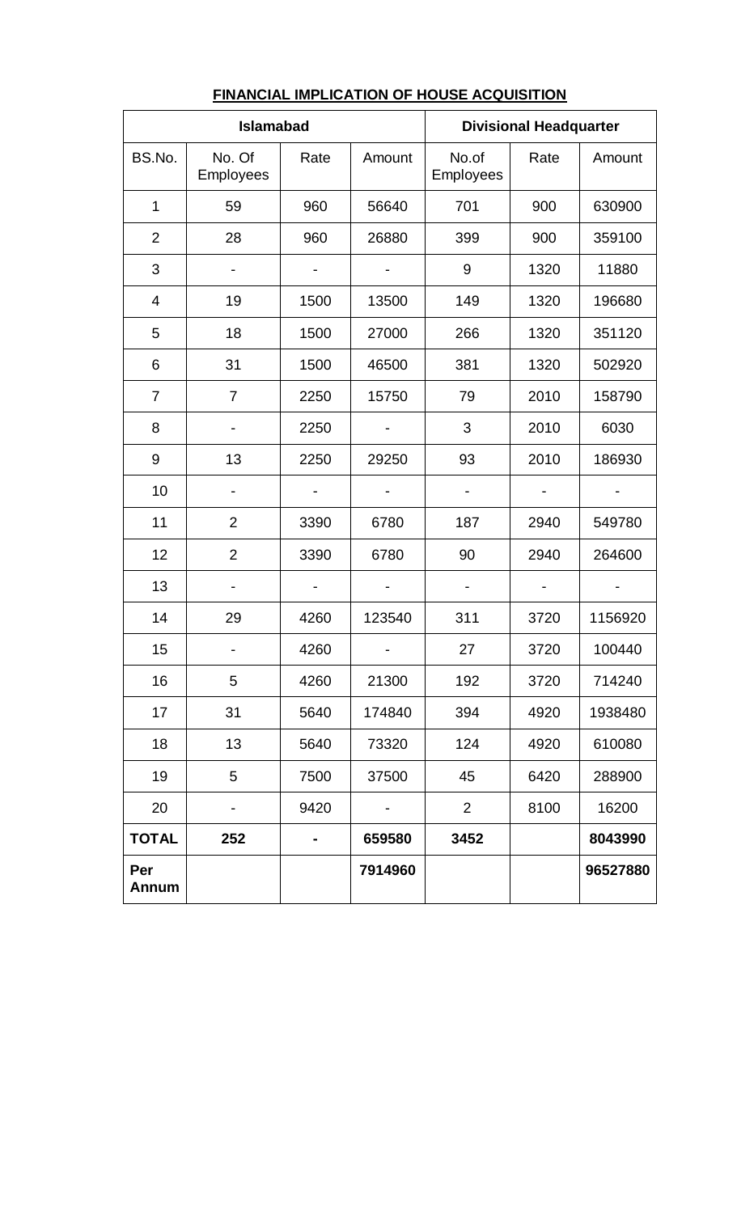## FINANCIAL IMPLICATION OF HOUSE ACQUISITION

| Islamabad | | | | Divisional Headquarter | | |
|---|---|---|---|---|---|---|
| BS.No. | No. Of Employees | Rate | Amount | No.of Employees | Rate | Amount |
| 1 | 59 | 960 | 56640 | 701 | 900 | 630900 |
| 2 | 28 | 960 | 26880 | 399 | 900 | 359100 |
| 3 | - | - | - | 9 | 1320 | 11880 |
| 4 | 19 | 1500 | 13500 | 149 | 1320 | 196680 |
| 5 | 18 | 1500 | 27000 | 266 | 1320 | 351120 |
| 6 | 31 | 1500 | 46500 | 381 | 1320 | 502920 |
| 7 | 7 | 2250 | 15750 | 79 | 2010 | 158790 |
| 8 | - | 2250 | - | 3 | 2010 | 6030 |
| 9 | 13 | 2250 | 29250 | 93 | 2010 | 186930 |
| 10 | - | - | - | - | - | - |
| 11 | 2 | 3390 | 6780 | 187 | 2940 | 549780 |
| 12 | 2 | 3390 | 6780 | 90 | 2940 | 264600 |
| 13 | - | - | - | - | - | - |
| 14 | 29 | 4260 | 123540 | 311 | 3720 | 1156920 |
| 15 | - | 4260 | - | 27 | 3720 | 100440 |
| 16 | 5 | 4260 | 21300 | 192 | 3720 | 714240 |
| 17 | 31 | 5640 | 174840 | 394 | 4920 | 1938480 |
| 18 | 13 | 5640 | 73320 | 124 | 4920 | 610080 |
| 19 | 5 | 7500 | 37500 | 45 | 6420 | 288900 |
| 20 | - | 9420 | - | 2 | 8100 | 16200 |
| **TOTAL** | **252** | **-** | **659580** | **3452** | | **8043990** |
| **Per Annum** | | | **7914960** | | | **96527880** |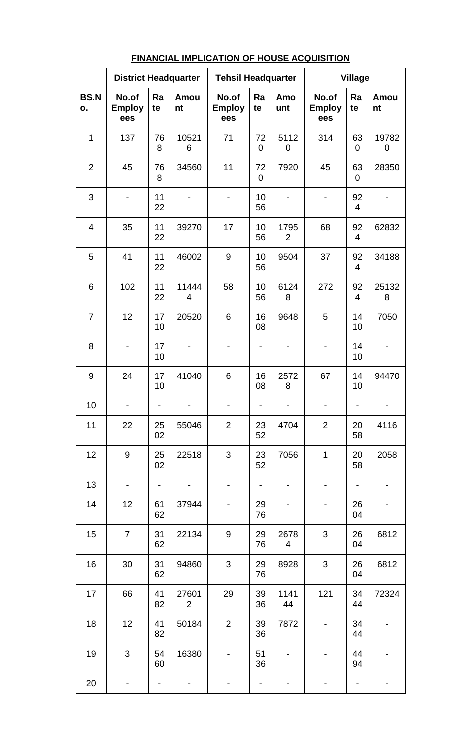## FINANCIAL IMPLICATION OF HOUSE ACQUISITION

| | District Headquarter | | | Tehsil Headquarter | | | Village | | |
|---|---|---|---|---|---|---|---|---|---|
| BS.No. | No.of Employees | Rate | Amount | No.of Employees | Rate | Amount | No.of Employees | Rate | Amount |
| 1 | 137 | 768 | 105216 | 71 | 720 | 51120 | 314 | 630 | 197820 |
| 2 | 45 | 768 | 34560 | 11 | 720 | 7920 | 45 | 630 | 28350 |
| 3 | - | 1122 | - | - | 1056 | - | - | 924 | - |
| 4 | 35 | 1122 | 39270 | 17 | 1056 | 17952 | 68 | 924 | 62832 |
| 5 | 41 | 1122 | 46002 | 9 | 1056 | 9504 | 37 | 924 | 34188 |
| 6 | 102 | 1122 | 114444 | 58 | 1056 | 61248 | 272 | 924 | 251328 |
| 7 | 12 | 1710 | 20520 | 6 | 1608 | 9648 | 5 | 1410 | 7050 |
| 8 | - | 1710 | - | - | - | - | - | 1410 | - |
| 9 | 24 | 1710 | 41040 | 6 | 1608 | 25728 | 67 | 1410 | 94470 |
| 10 | - | - | - | - | - | - | - | - | - |
| 11 | 22 | 2502 | 55046 | 2 | 2352 | 4704 | 2 | 2058 | 4116 |
| 12 | 9 | 2502 | 22518 | 3 | 2352 | 7056 | 1 | 2058 | 2058 |
| 13 | - | - | - | - | - | - | - | - | - |
| 14 | 12 | 6162 | 37944 | - | 2976 | - | - | 2604 | - |
| 15 | 7 | 3162 | 22134 | 9 | 2976 | 26784 | 3 | 2604 | 6812 |
| 16 | 30 | 3162 | 94860 | 3 | 2976 | 8928 | 3 | 2604 | 6812 |
| 17 | 66 | 4182 | 276012 | 29 | 3936 | 114144 | 121 | 3444 | 72324 |
| 18 | 12 | 4182 | 50184 | 2 | 3936 | 7872 | - | 3444 | - |
| 19 | 3 | 5460 | 16380 | - | 5136 | - | - | 4494 | - |
| 20 | - | - | - | - | - | - | - | - | - |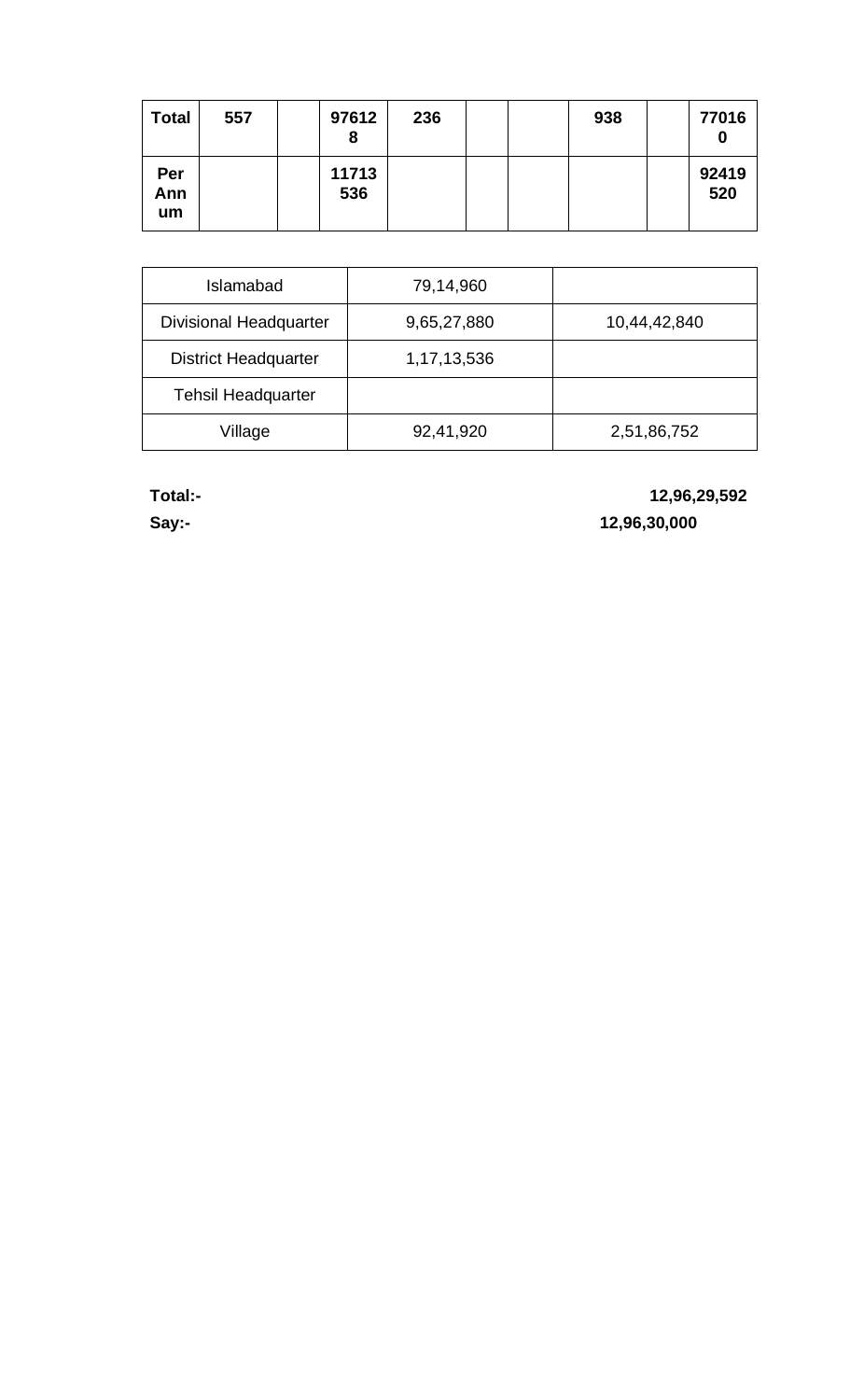| Total | 557 | | 976128 | 236 | | | 938 | | 770160 |
|---|---|---|---|---|---|---|---|---|---|
| Per Annum | | | 11713536 | | | | | | 92419520 |

| Islamabad | 79,14,960 | |
|---|---|---|
| Divisional Headquarter | 9,65,27,880 | 10,44,42,840 |
| District Headquarter | 1,17,13,536 | |
| Tehsil Headquarter | | |
| Village | 92,41,920 | 2,51,86,752 |

**Total:-** **12,96,29,592**

**Say:-** **12,96,30,000**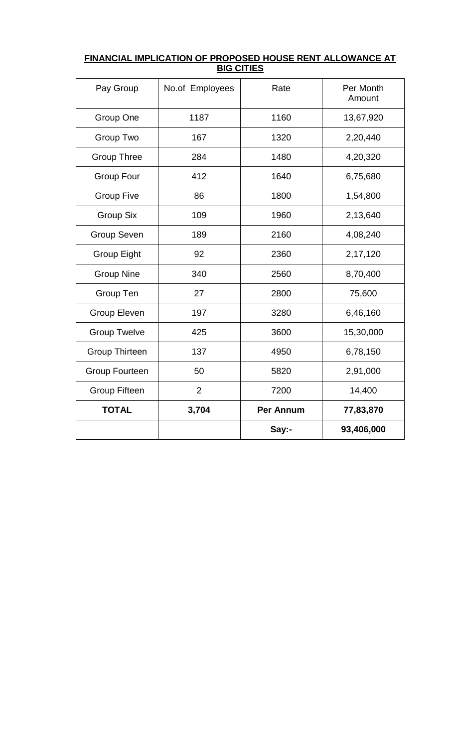**FINANCIAL IMPLICATION OF PROPOSED HOUSE RENT ALLOWANCE AT BIG CITIES**

| Pay Group | No.of Employees | Rate | Per Month Amount |
|---|---|---|---|
| Group One | 1187 | 1160 | 13,67,920 |
| Group Two | 167 | 1320 | 2,20,440 |
| Group Three | 284 | 1480 | 4,20,320 |
| Group Four | 412 | 1640 | 6,75,680 |
| Group Five | 86 | 1800 | 1,54,800 |
| Group Six | 109 | 1960 | 2,13,640 |
| Group Seven | 189 | 2160 | 4,08,240 |
| Group Eight | 92 | 2360 | 2,17,120 |
| Group Nine | 340 | 2560 | 8,70,400 |
| Group Ten | 27 | 2800 | 75,600 |
| Group Eleven | 197 | 3280 | 6,46,160 |
| Group Twelve | 425 | 3600 | 15,30,000 |
| Group Thirteen | 137 | 4950 | 6,78,150 |
| Group Fourteen | 50 | 5820 | 2,91,000 |
| Group Fifteen | 2 | 7200 | 14,400 |
| **TOTAL** | **3,704** | **Per Annum** | **77,83,870** |
| | | **Say:-** | **93,406,000** |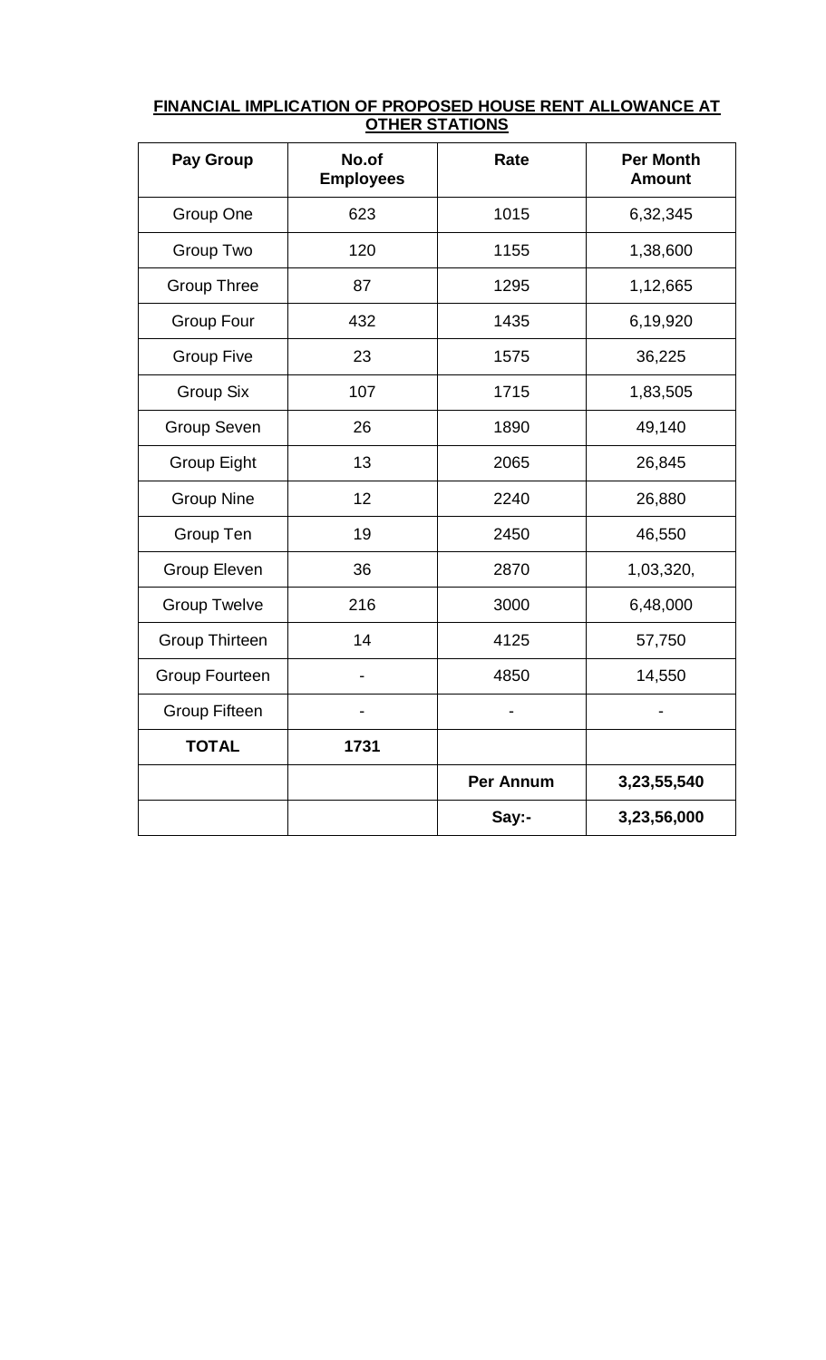**FINANCIAL IMPLICATION OF PROPOSED HOUSE RENT ALLOWANCE AT OTHER STATIONS**

| Pay Group | No.of Employees | Rate | Per Month Amount |
|---|---|---|---|
| Group One | 623 | 1015 | 6,32,345 |
| Group Two | 120 | 1155 | 1,38,600 |
| Group Three | 87 | 1295 | 1,12,665 |
| Group Four | 432 | 1435 | 6,19,920 |
| Group Five | 23 | 1575 | 36,225 |
| Group Six | 107 | 1715 | 1,83,505 |
| Group Seven | 26 | 1890 | 49,140 |
| Group Eight | 13 | 2065 | 26,845 |
| Group Nine | 12 | 2240 | 26,880 |
| Group Ten | 19 | 2450 | 46,550 |
| Group Eleven | 36 | 2870 | 1,03,320, |
| Group Twelve | 216 | 3000 | 6,48,000 |
| Group Thirteen | 14 | 4125 | 57,750 |
| Group Fourteen | - | 4850 | 14,550 |
| Group Fifteen | - | - | - |
| **TOTAL** | **1731** | | |
| | | **Per Annum** | **3,23,55,540** |
| | | **Say:-** | **3,23,56,000** |